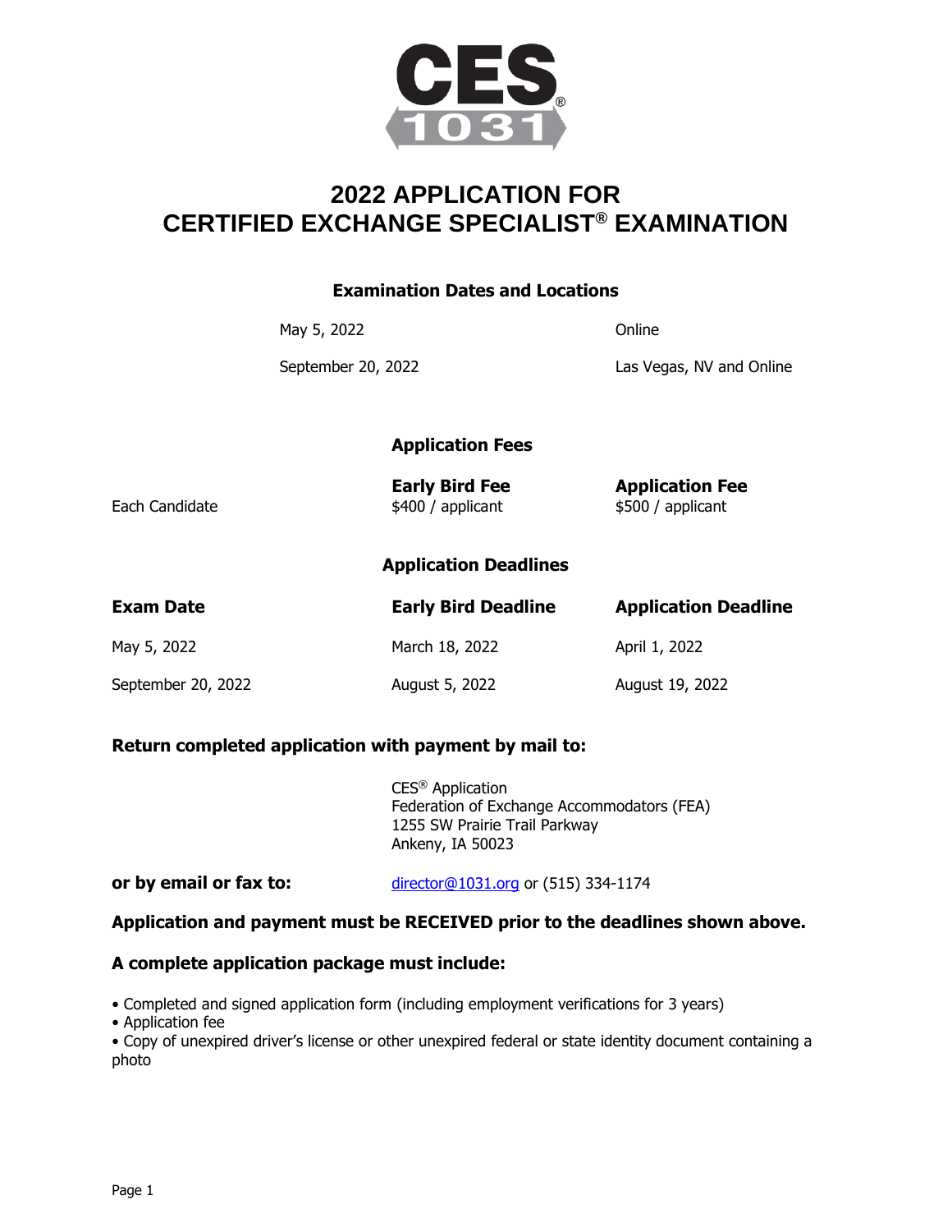CES 1031®

# 2022 APPLICATION FOR CERTIFIED EXCHANGE SPECIALIST® EXAMINATION

## Examination Dates and Locations

| | |
|---|---|
| May 5, 2022 | Online |
| September 20, 2022 | Las Vegas, NV and Online |

## Application Fees

| | Early Bird Fee | Application Fee |
|---|---|---|
| Each Candidate | $400 / applicant | $500 / applicant |

## Application Deadlines

| Exam Date | Early Bird Deadline | Application Deadline |
|---|---|---|
| May 5, 2022 | March 18, 2022 | April 1, 2022 |
| September 20, 2022 | August 5, 2022 | August 19, 2022 |

**Return completed application with payment by mail to:**

CES® Application
Federation of Exchange Accommodators (FEA)
1255 SW Prairie Trail Parkway
Ankeny, IA 50023

**or by email or fax to:** director@1031.org or (515) 334-1174

**Application and payment must be RECEIVED prior to the deadlines shown above.**

**A complete application package must include:**

- Completed and signed application form (including employment verifications for 3 years)
- Application fee
- Copy of unexpired driver's license or other unexpired federal or state identity document containing a photo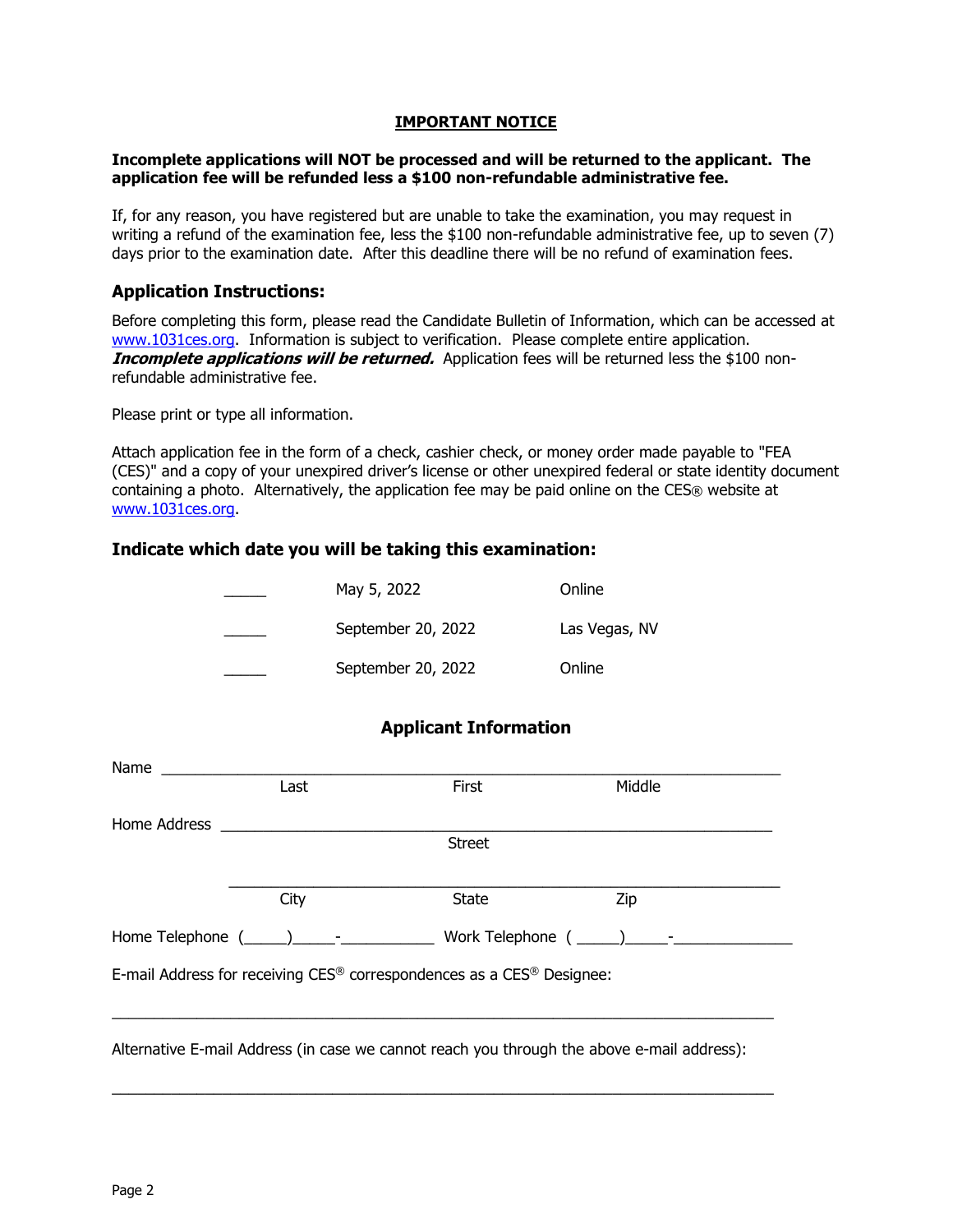## IMPORTANT NOTICE

**Incomplete applications will NOT be processed and will be returned to the applicant. The application fee will be refunded less a $100 non-refundable administrative fee.**

If, for any reason, you have registered but are unable to take the examination, you may request in writing a refund of the examination fee, less the $100 non-refundable administrative fee, up to seven (7) days prior to the examination date. After this deadline there will be no refund of examination fees.

### Application Instructions:

Before completing this form, please read the Candidate Bulletin of Information, which can be accessed at www.1031ces.org. Information is subject to verification. Please complete entire application. ***Incomplete applications will be returned.*** Application fees will be returned less the $100 non-refundable administrative fee.

Please print or type all information.

Attach application fee in the form of a check, cashier check, or money order made payable to "FEA (CES)" and a copy of your unexpired driver's license or other unexpired federal or state identity document containing a photo. Alternatively, the application fee may be paid online on the CES® website at www.1031ces.org.

### Indicate which date you will be taking this examination:

| | | |
|---|---|---|
| _____ | May 5, 2022 | Online |
| _____ | September 20, 2022 | Las Vegas, NV |
| _____ | September 20, 2022 | Online |

### Applicant Information

Name ______________________________________________________________
Last First Middle

Home Address ______________________________________________________
Street

______________________________________________________________
City State Zip

Home Telephone (_____)_____-___________ Work Telephone ( _____)_____-______________

E-mail Address for receiving CES® correspondences as a CES® Designee:

______________________________________________________________

Alternative E-mail Address (in case we cannot reach you through the above e-mail address):

______________________________________________________________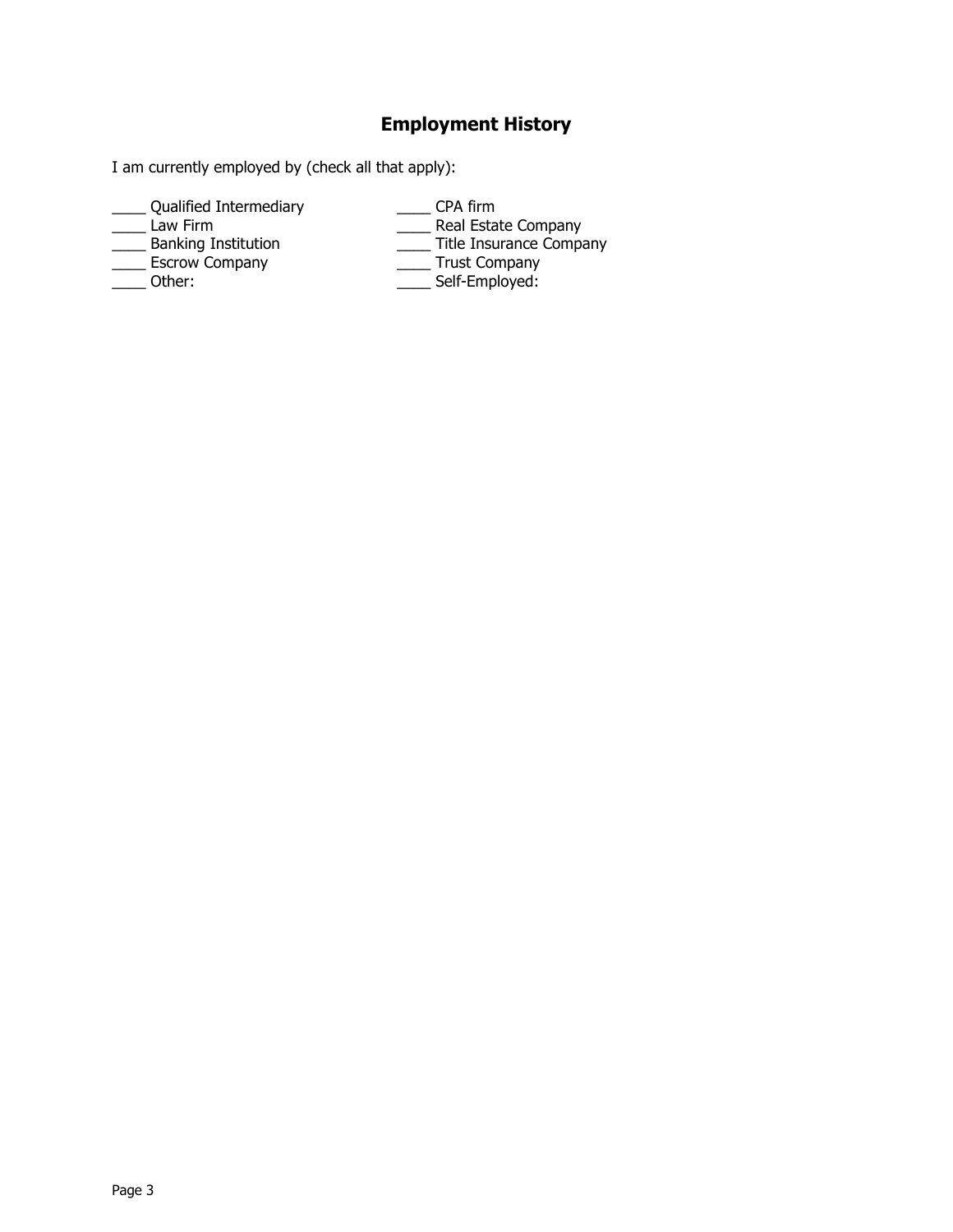## Employment History

I am currently employed by (check all that apply):

____ Qualified Intermediary
____ Law Firm
____ Banking Institution
____ Escrow Company
____ Other:
____ CPA firm
____ Real Estate Company
____ Title Insurance Company
____ Trust Company
____ Self-Employed: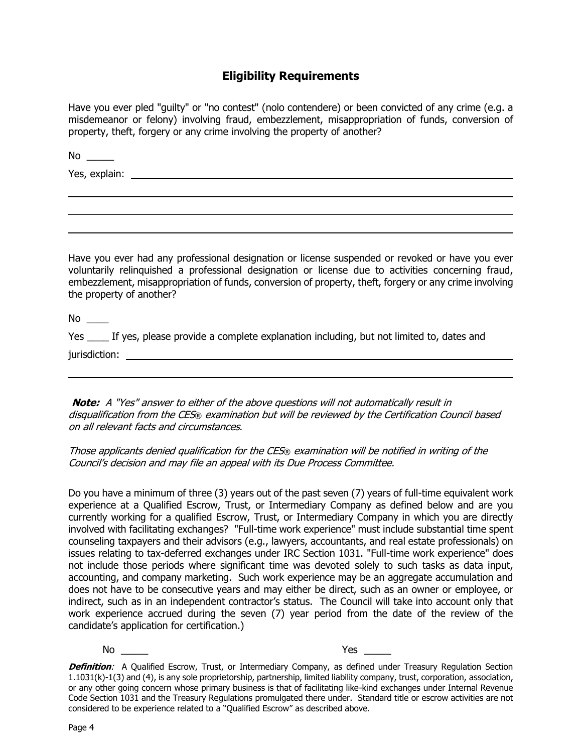## Eligibility Requirements

Have you ever pled "guilty" or "no contest" (nolo contendere) or been convicted of any crime (e.g. a misdemeanor or felony) involving fraud, embezzlement, misappropriation of funds, conversion of property, theft, forgery or any crime involving the property of another?

No _____

Yes, explain: ______________________________________________________________________

___________________________________________________________________________________

___________________________________________________________________________________

___________________________________________________________________________________

Have you ever had any professional designation or license suspended or revoked or have you ever voluntarily relinquished a professional designation or license due to activities concerning fraud, embezzlement, misappropriation of funds, conversion of property, theft, forgery or any crime involving the property of another?

No ____

Yes ____ If yes, please provide a complete explanation including, but not limited to, dates and jurisdiction: ______________________________________________________________________

___________________________________________________________________________________

***Note:*** *A "Yes" answer to either of the above questions will not automatically result in disqualification from the CES® examination but will be reviewed by the Certification Council based on all relevant facts and circumstances.*

*Those applicants denied qualification for the CES® examination will be notified in writing of the Council's decision and may file an appeal with its Due Process Committee.*

Do you have a minimum of three (3) years out of the past seven (7) years of full-time equivalent work experience at a Qualified Escrow, Trust, or Intermediary Company as defined below and are you currently working for a qualified Escrow, Trust, or Intermediary Company in which you are directly involved with facilitating exchanges? "Full-time work experience" must include substantial time spent counseling taxpayers and their advisors (e.g., lawyers, accountants, and real estate professionals) on issues relating to tax-deferred exchanges under IRC Section 1031. "Full-time work experience" does not include those periods where significant time was devoted solely to such tasks as data input, accounting, and company marketing. Such work experience may be an aggregate accumulation and does not have to be consecutive years and may either be direct, such as an owner or employee, or indirect, such as in an independent contractor's status. The Council will take into account only that work experience accrued during the seven (7) year period from the date of the review of the candidate's application for certification.)

No _____ Yes _____

***Definition****:* A Qualified Escrow, Trust, or Intermediary Company, as defined under Treasury Regulation Section 1.1031(k)-1(3) and (4), is any sole proprietorship, partnership, limited liability company, trust, corporation, association, or any other going concern whose primary business is that of facilitating like-kind exchanges under Internal Revenue Code Section 1031 and the Treasury Regulations promulgated there under. Standard title or escrow activities are not considered to be experience related to a "Qualified Escrow" as described above.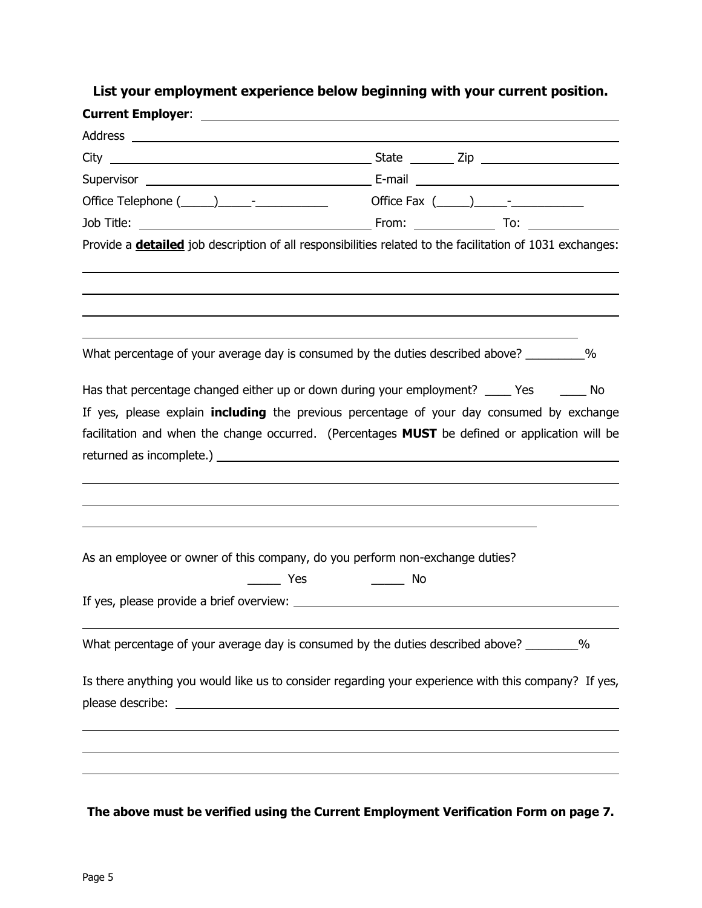**List your employment experience below beginning with your current position.**

**Current Employer**: \_\_\_\_\_\_\_\_\_\_\_\_\_\_\_\_\_\_\_\_\_\_\_\_\_\_\_\_\_\_\_\_\_\_\_\_\_\_\_\_

Address \_\_\_\_\_\_\_\_\_\_\_\_\_\_\_\_\_\_\_\_\_\_\_\_\_\_\_\_\_\_\_\_\_\_\_\_\_\_\_\_

City \_\_\_\_\_\_\_\_\_\_\_\_\_\_\_\_\_\_\_\_ State \_\_\_\_\_\_\_ Zip \_\_\_\_\_\_\_\_\_\_\_\_

Supervisor \_\_\_\_\_\_\_\_\_\_\_\_\_\_\_\_\_\_\_\_ E-mail \_\_\_\_\_\_\_\_\_\_\_\_\_\_\_\_\_\_\_\_

Office Telephone (\_\_\_\_\_)\_\_\_\_\_-\_\_\_\_\_\_\_\_\_\_\_ Office Fax (\_\_\_\_\_)\_\_\_\_\_-\_\_\_\_\_\_\_\_\_\_\_

Job Title: \_\_\_\_\_\_\_\_\_\_\_\_\_\_\_\_\_\_\_\_ From: \_\_\_\_\_\_\_\_\_\_\_\_ To: \_\_\_\_\_\_\_\_\_\_\_\_

Provide a **detailed** job description of all responsibilities related to the facilitation of 1031 exchanges:

\_\_\_\_\_\_\_\_\_\_\_\_\_\_\_\_\_\_\_\_\_\_\_\_\_\_\_\_\_\_\_\_\_\_\_\_\_\_\_\_\_\_\_\_\_\_\_\_\_\_\_\_\_\_\_\_\_\_\_\_

\_\_\_\_\_\_\_\_\_\_\_\_\_\_\_\_\_\_\_\_\_\_\_\_\_\_\_\_\_\_\_\_\_\_\_\_\_\_\_\_\_\_\_\_\_\_\_\_\_\_\_\_\_\_\_\_\_\_\_\_

\_\_\_\_\_\_\_\_\_\_\_\_\_\_\_\_\_\_\_\_\_\_\_\_\_\_\_\_\_\_\_\_\_\_\_\_\_\_\_\_\_\_\_\_\_\_\_\_\_\_\_\_\_\_\_\_\_\_\_\_

\_\_\_\_\_\_\_\_\_\_\_\_\_\_\_\_\_\_\_\_\_\_\_\_\_\_\_\_\_\_\_\_\_\_\_\_\_\_\_\_\_\_\_\_\_\_\_\_\_\_\_\_\_\_\_\_\_\_

What percentage of your average day is consumed by the duties described above? \_\_\_\_\_\_\_\_\_%

Has that percentage changed either up or down during your employment? \_\_\_\_ Yes \_\_\_\_ No

If yes, please explain **including** the previous percentage of your day consumed by exchange facilitation and when the change occurred. (Percentages **MUST** be defined or application will be returned as incomplete.) \_\_\_\_\_\_\_\_\_\_\_\_\_\_\_\_\_\_\_\_\_\_\_\_\_\_\_\_\_\_\_\_\_\_\_\_\_\_\_\_

\_\_\_\_\_\_\_\_\_\_\_\_\_\_\_\_\_\_\_\_\_\_\_\_\_\_\_\_\_\_\_\_\_\_\_\_\_\_\_\_\_\_\_\_\_\_\_\_\_\_\_\_\_\_\_\_\_\_\_\_

\_\_\_\_\_\_\_\_\_\_\_\_\_\_\_\_\_\_\_\_\_\_\_\_\_\_\_\_\_\_\_\_\_\_\_\_\_\_\_\_\_\_\_\_\_\_\_\_\_\_\_\_\_\_\_\_\_\_\_\_

\_\_\_\_\_\_\_\_\_\_\_\_\_\_\_\_\_\_\_\_\_\_\_\_\_\_\_\_\_\_\_\_\_\_\_\_\_\_\_\_\_\_\_\_\_\_\_\_\_\_\_\_\_

As an employee or owner of this company, do you perform non-exchange duties?

\_\_\_\_\_ Yes \_\_\_\_\_ No

If yes, please provide a brief overview: \_\_\_\_\_\_\_\_\_\_\_\_\_\_\_\_\_\_\_\_\_\_\_\_\_\_\_\_\_\_\_\_\_\_\_\_\_\_\_\_

\_\_\_\_\_\_\_\_\_\_\_\_\_\_\_\_\_\_\_\_\_\_\_\_\_\_\_\_\_\_\_\_\_\_\_\_\_\_\_\_\_\_\_\_\_\_\_\_\_\_\_\_\_\_\_\_\_\_\_\_

What percentage of your average day is consumed by the duties described above? \_\_\_\_\_\_\_\_%

Is there anything you would like us to consider regarding your experience with this company? If yes, please describe: \_\_\_\_\_\_\_\_\_\_\_\_\_\_\_\_\_\_\_\_\_\_\_\_\_\_\_\_\_\_\_\_\_\_\_\_\_\_\_\_

\_\_\_\_\_\_\_\_\_\_\_\_\_\_\_\_\_\_\_\_\_\_\_\_\_\_\_\_\_\_\_\_\_\_\_\_\_\_\_\_\_\_\_\_\_\_\_\_\_\_\_\_\_\_\_\_\_\_\_\_

\_\_\_\_\_\_\_\_\_\_\_\_\_\_\_\_\_\_\_\_\_\_\_\_\_\_\_\_\_\_\_\_\_\_\_\_\_\_\_\_\_\_\_\_\_\_\_\_\_\_\_\_\_\_\_\_\_\_\_\_

\_\_\_\_\_\_\_\_\_\_\_\_\_\_\_\_\_\_\_\_\_\_\_\_\_\_\_\_\_\_\_\_\_\_\_\_\_\_\_\_\_\_\_\_\_\_\_\_\_\_\_\_\_\_\_\_\_\_\_\_

**The above must be verified using the Current Employment Verification Form on page 7.**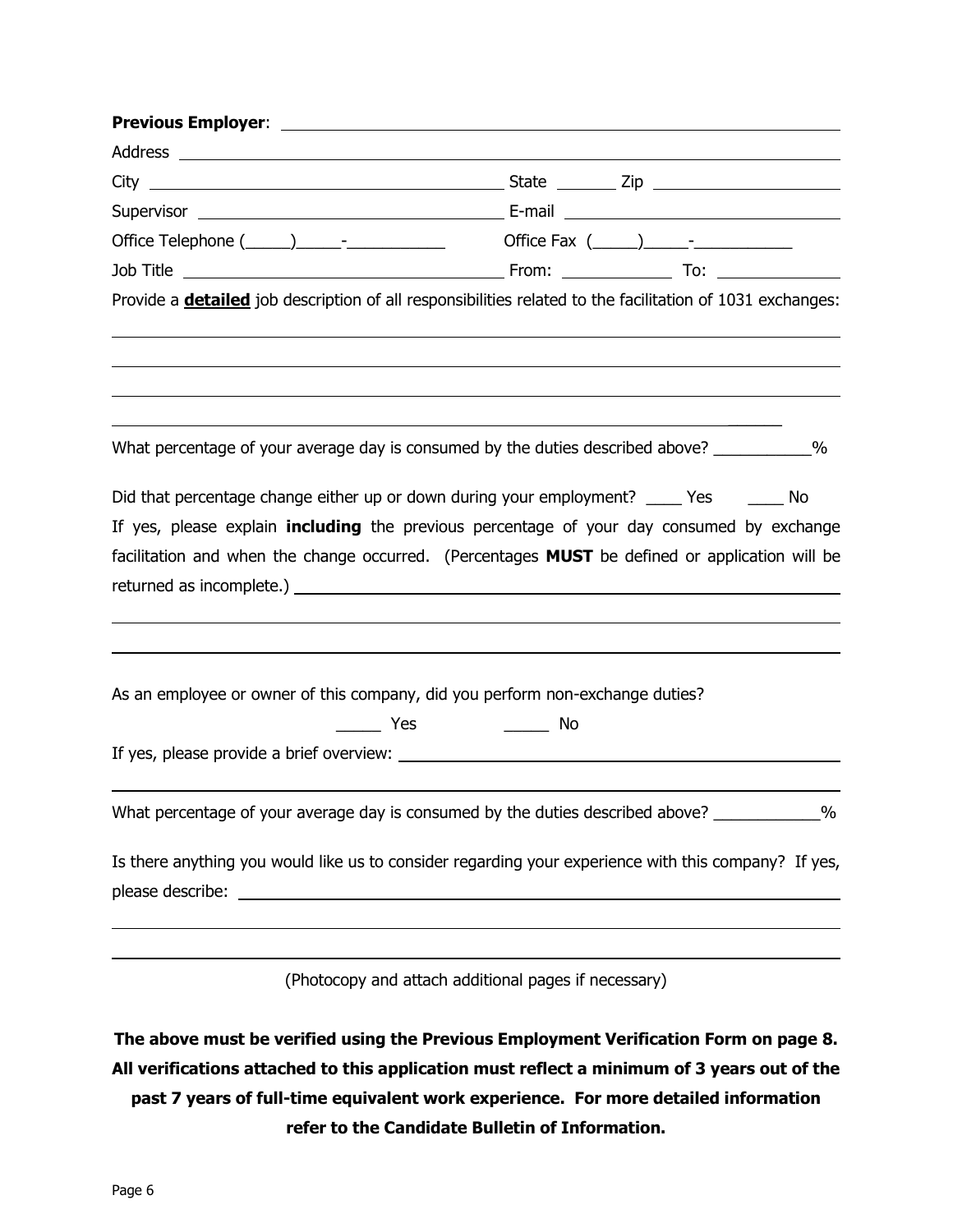**Previous Employer**: ____________________________________________

Address ____________________________________________

City ______________________________ State _______ Zip ____________________

Supervisor ______________________________ E-mail ______________________________

Office Telephone (_____)_____-___________ Office Fax (_____)_____-___________

Job Title ______________________________ From: ____________ To: ______________

Provide a **detailed** job description of all responsibilities related to the facilitation of 1031 exchanges:

____________________________________________

____________________________________________

____________________________________________

____________________________________________

What percentage of your average day is consumed by the duties described above? ___________%

Did that percentage change either up or down during your employment? ____ Yes ____ No

If yes, please explain **including** the previous percentage of your day consumed by exchange facilitation and when the change occurred. (Percentages **MUST** be defined or application will be returned as incomplete.) ____________________________________________

____________________________________________

____________________________________________

As an employee or owner of this company, did you perform non-exchange duties?

_____ Yes _____ No

If yes, please provide a brief overview: ____________________________________________

____________________________________________

What percentage of your average day is consumed by the duties described above? ____________%

Is there anything you would like us to consider regarding your experience with this company? If yes, please describe: ____________________________________________

____________________________________________

____________________________________________

(Photocopy and attach additional pages if necessary)

**The above must be verified using the Previous Employment Verification Form on page 8. All verifications attached to this application must reflect a minimum of 3 years out of the past 7 years of full-time equivalent work experience. For more detailed information refer to the Candidate Bulletin of Information.**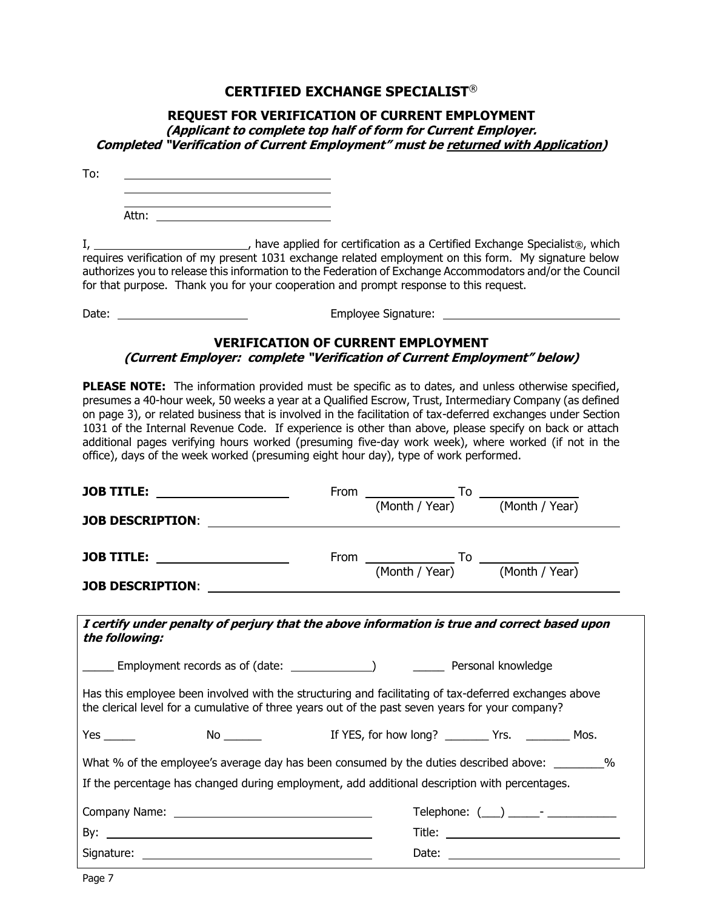# CERTIFIED EXCHANGE SPECIALIST®

## REQUEST FOR VERIFICATION OF CURRENT EMPLOYMENT

***(Applicant to complete top half of form for Current Employer. Completed "Verification of Current Employment" must be returned with Application)***

To: ______________________________

______________________________

______________________________

Attn: ____________________________

I, ________________________, have applied for certification as a Certified Exchange Specialist®, which requires verification of my present 1031 exchange related employment on this form. My signature below authorizes you to release this information to the Federation of Exchange Accommodators and/or the Council for that purpose. Thank you for your cooperation and prompt response to this request.

Date: ____________________ Employee Signature: ____________________________

## VERIFICATION OF CURRENT EMPLOYMENT

***(Current Employer: complete "Verification of Current Employment" below)***

**PLEASE NOTE:** The information provided must be specific as to dates, and unless otherwise specified, presumes a 40-hour week, 50 weeks a year at a Qualified Escrow, Trust, Intermediary Company (as defined on page 3), or related business that is involved in the facilitation of tax-deferred exchanges under Section 1031 of the Internal Revenue Code. If experience is other than above, please specify on back or attach additional pages verifying hours worked (presuming five-day work week), where worked (if not in the office), days of the week worked (presuming eight hour day), type of work performed.

**JOB TITLE:** ____________________ From ____________ To ____________
(Month / Year) (Month / Year)

**JOB DESCRIPTION**: ______________________________________________

**JOB TITLE:** ____________________ From ____________ To ____________
(Month / Year) (Month / Year)

**JOB DESCRIPTION**: ______________________________________________

***I certify under penalty of perjury that the above information is true and correct based upon the following:***

_____ Employment records as of (date: _____________) _____ Personal knowledge

Has this employee been involved with the structuring and facilitating of tax-deferred exchanges above the clerical level for a cumulative of three years out of the past seven years for your company?

Yes _____ No ______ If YES, for how long? _______ Yrs. _______ Mos.

What % of the employee's average day has been consumed by the duties described above: ________%

If the percentage has changed during employment, add additional description with percentages.

Company Name: ______________________________ Telephone: (___) _____- ___________

By: ______________________________ Title: ______________________________

Signature: ______________________________ Date: ______________________________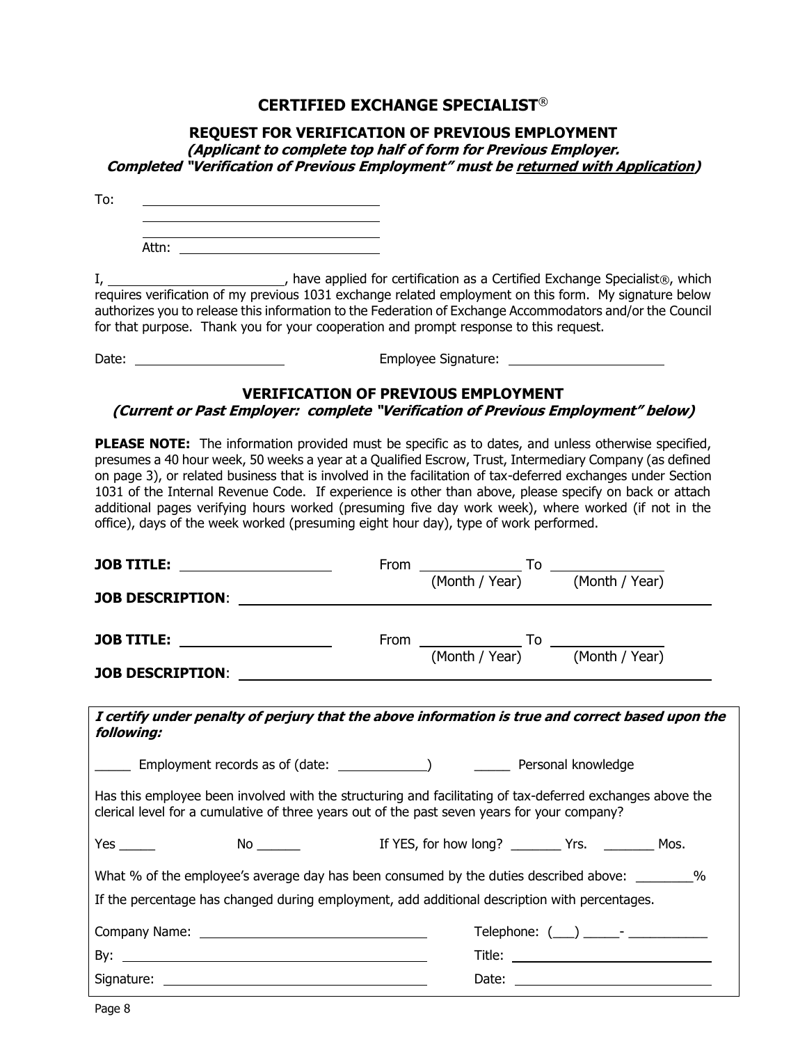# CERTIFIED EXCHANGE SPECIALIST®

## REQUEST FOR VERIFICATION OF PREVIOUS EMPLOYMENT

***(Applicant to complete top half of form for Previous Employer. Completed "Verification of Previous Employment" must be returned with Application)***

To: ______________________________

______________________________

______________________________

Attn: ______________________________

I, ________________________, have applied for certification as a Certified Exchange Specialist®, which requires verification of my previous 1031 exchange related employment on this form. My signature below authorizes you to release this information to the Federation of Exchange Accommodators and/or the Council for that purpose. Thank you for your cooperation and prompt response to this request.

Date: ____________________ Employee Signature: ____________________

## VERIFICATION OF PREVIOUS EMPLOYMENT

***(Current or Past Employer: complete "Verification of Previous Employment" below)***

**PLEASE NOTE:** The information provided must be specific as to dates, and unless otherwise specified, presumes a 40 hour week, 50 weeks a year at a Qualified Escrow, Trust, Intermediary Company (as defined on page 3), or related business that is involved in the facilitation of tax-deferred exchanges under Section 1031 of the Internal Revenue Code. If experience is other than above, please specify on back or attach additional pages verifying hours worked (presuming five day work week), where worked (if not in the office), days of the week worked (presuming eight hour day), type of work performed.

**JOB TITLE:** ____________________ From ______________ To ______________
(Month / Year) (Month / Year)

**JOB DESCRIPTION**: ________________________________________________

**JOB TITLE:** ____________________ From ______________ To ______________
(Month / Year) (Month / Year)

**JOB DESCRIPTION**: ________________________________________________

***I certify under penalty of perjury that the above information is true and correct based upon the following:***

_____ Employment records as of (date: ____________) _____ Personal knowledge

Has this employee been involved with the structuring and facilitating of tax-deferred exchanges above the clerical level for a cumulative of three years out of the past seven years for your company?

Yes _____ No ______ If YES, for how long? _______ Yrs. _______ Mos.

What % of the employee's average day has been consumed by the duties described above: ________%

If the percentage has changed during employment, add additional description with percentages.

Company Name: ______________________________ Telephone: (___) _____- ___________

By: ______________________________ Title: ______________________________

Signature: ______________________________ Date: ______________________________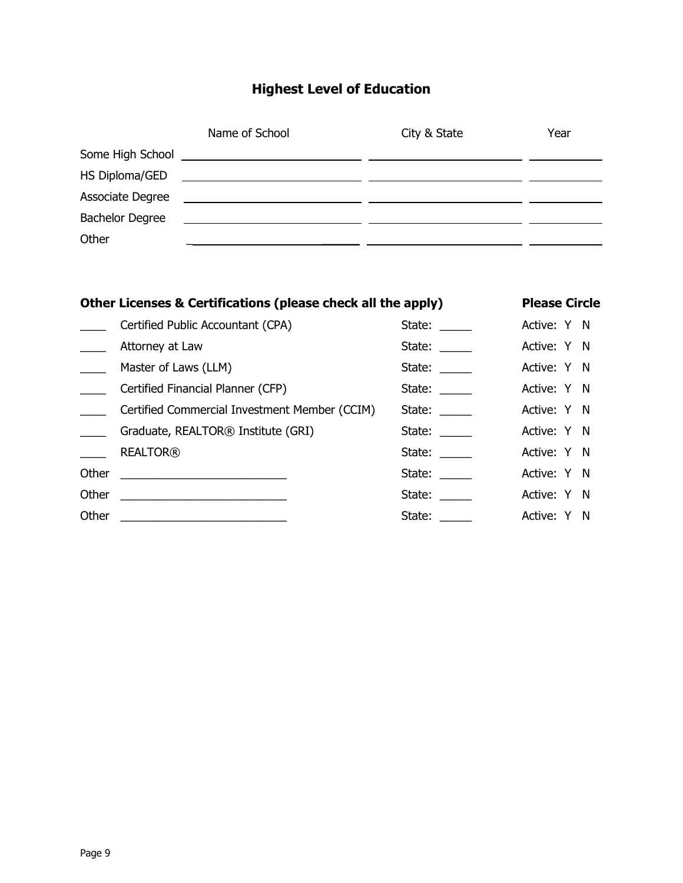## Highest Level of Education

| | Name of School | City & State | Year |
|---|---|---|---|
| Some High School | | | |
| HS Diploma/GED | | | |
| Associate Degree | | | |
| Bachelor Degree | | | |
| Other | | | |

### Other Licenses & Certifications (please check all the apply)

| | License/Certification | State | Please Circle |
|---|---|---|---|
| ____ | Certified Public Accountant (CPA) | State: _____ | Active: Y N |
| ____ | Attorney at Law | State: _____ | Active: Y N |
| ____ | Master of Laws (LLM) | State: _____ | Active: Y N |
| ____ | Certified Financial Planner (CFP) | State: _____ | Active: Y N |
| ____ | Certified Commercial Investment Member (CCIM) | State: _____ | Active: Y N |
| ____ | Graduate, REALTOR® Institute (GRI) | State: _____ | Active: Y N |
| ____ | REALTOR® | State: _____ | Active: Y N |
| Other | _________________________ | State: _____ | Active: Y N |
| Other | _________________________ | State: _____ | Active: Y N |
| Other | _________________________ | State: _____ | Active: Y N |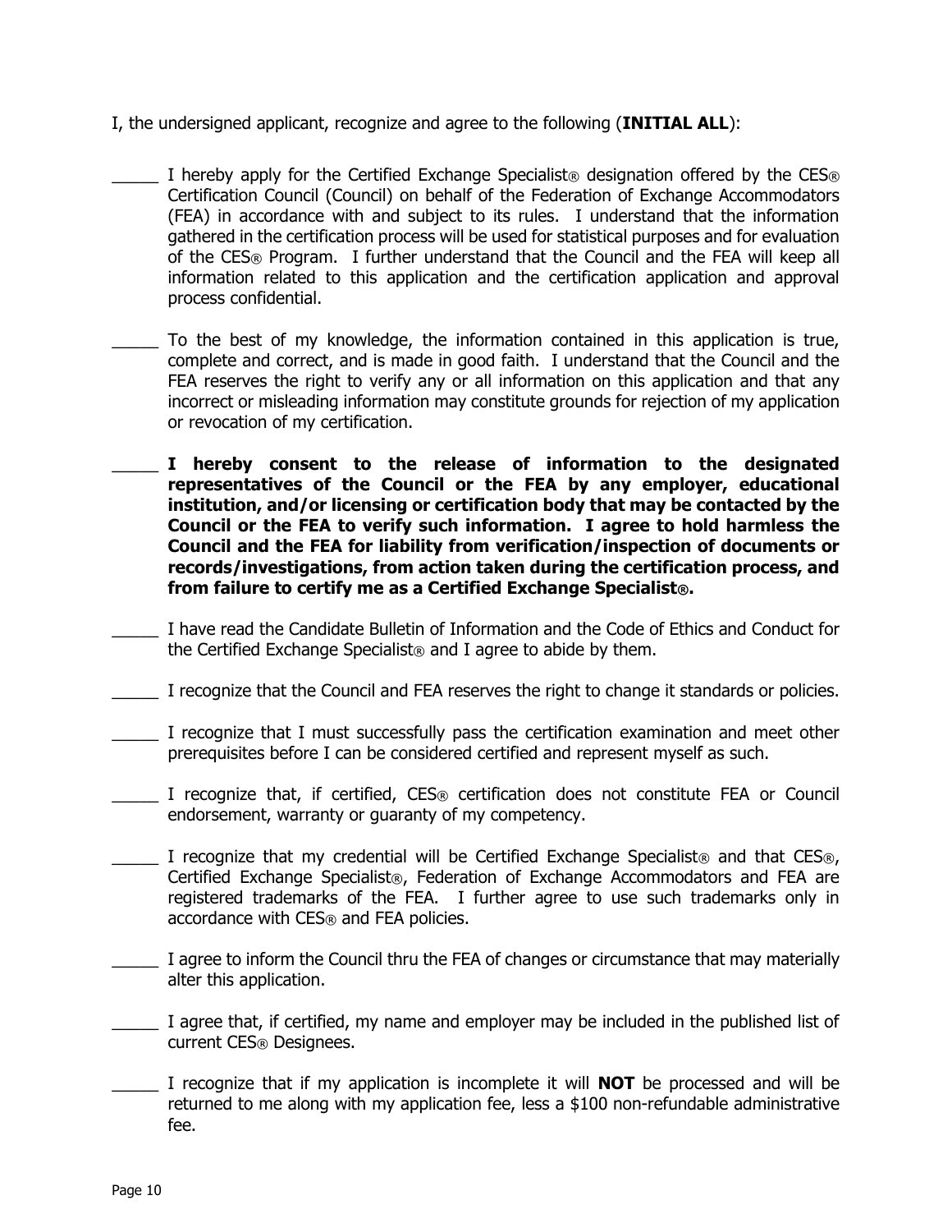I, the undersigned applicant, recognize and agree to the following (**INITIAL ALL**):

_____ I hereby apply for the Certified Exchange Specialist® designation offered by the CES® Certification Council (Council) on behalf of the Federation of Exchange Accommodators (FEA) in accordance with and subject to its rules. I understand that the information gathered in the certification process will be used for statistical purposes and for evaluation of the CES® Program. I further understand that the Council and the FEA will keep all information related to this application and the certification application and approval process confidential.

_____ To the best of my knowledge, the information contained in this application is true, complete and correct, and is made in good faith. I understand that the Council and the FEA reserves the right to verify any or all information on this application and that any incorrect or misleading information may constitute grounds for rejection of my application or revocation of my certification.

_____ **I hereby consent to the release of information to the designated representatives of the Council or the FEA by any employer, educational institution, and/or licensing or certification body that may be contacted by the Council or the FEA to verify such information. I agree to hold harmless the Council and the FEA for liability from verification/inspection of documents or records/investigations, from action taken during the certification process, and from failure to certify me as a Certified Exchange Specialist®.**

_____ I have read the Candidate Bulletin of Information and the Code of Ethics and Conduct for the Certified Exchange Specialist® and I agree to abide by them.

_____ I recognize that the Council and FEA reserves the right to change it standards or policies.

_____ I recognize that I must successfully pass the certification examination and meet other prerequisites before I can be considered certified and represent myself as such.

_____ I recognize that, if certified, CES® certification does not constitute FEA or Council endorsement, warranty or guaranty of my competency.

_____ I recognize that my credential will be Certified Exchange Specialist® and that CES®, Certified Exchange Specialist®, Federation of Exchange Accommodators and FEA are registered trademarks of the FEA. I further agree to use such trademarks only in accordance with CES® and FEA policies.

_____ I agree to inform the Council thru the FEA of changes or circumstance that may materially alter this application.

_____ I agree that, if certified, my name and employer may be included in the published list of current CES® Designees.

_____ I recognize that if my application is incomplete it will **NOT** be processed and will be returned to me along with my application fee, less a $100 non-refundable administrative fee.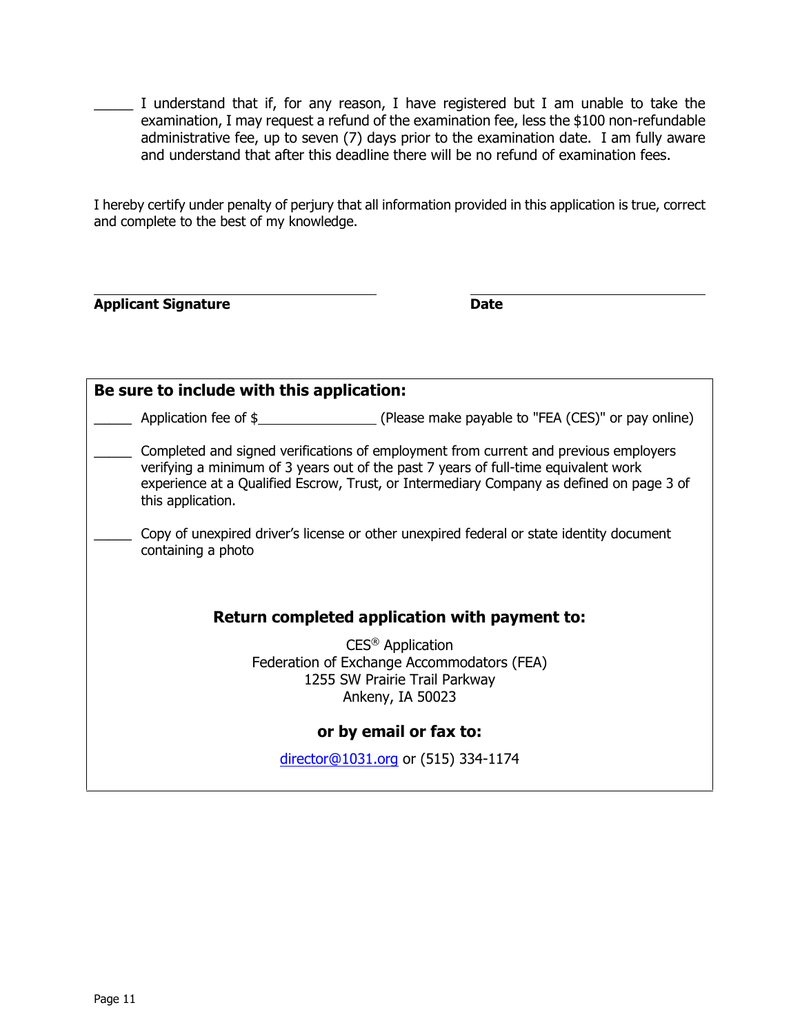_____ I understand that if, for any reason, I have registered but I am unable to take the examination, I may request a refund of the examination fee, less the $100 non-refundable administrative fee, up to seven (7) days prior to the examination date. I am fully aware and understand that after this deadline there will be no refund of examination fees.

I hereby certify under penalty of perjury that all information provided in this application is true, correct and complete to the best of my knowledge.

______________________________ ______________________________

**Applicant Signature** **Date**

**Be sure to include with this application:**

_____ Application fee of $______________ (Please make payable to "FEA (CES)" or pay online)

_____ Completed and signed verifications of employment from current and previous employers verifying a minimum of 3 years out of the past 7 years of full-time equivalent work experience at a Qualified Escrow, Trust, or Intermediary Company as defined on page 3 of this application.

_____ Copy of unexpired driver's license or other unexpired federal or state identity document containing a photo

**Return completed application with payment to:**

CES® Application
Federation of Exchange Accommodators (FEA)
1255 SW Prairie Trail Parkway
Ankeny, IA 50023

**or by email or fax to:**

director@1031.org or (515) 334-1174